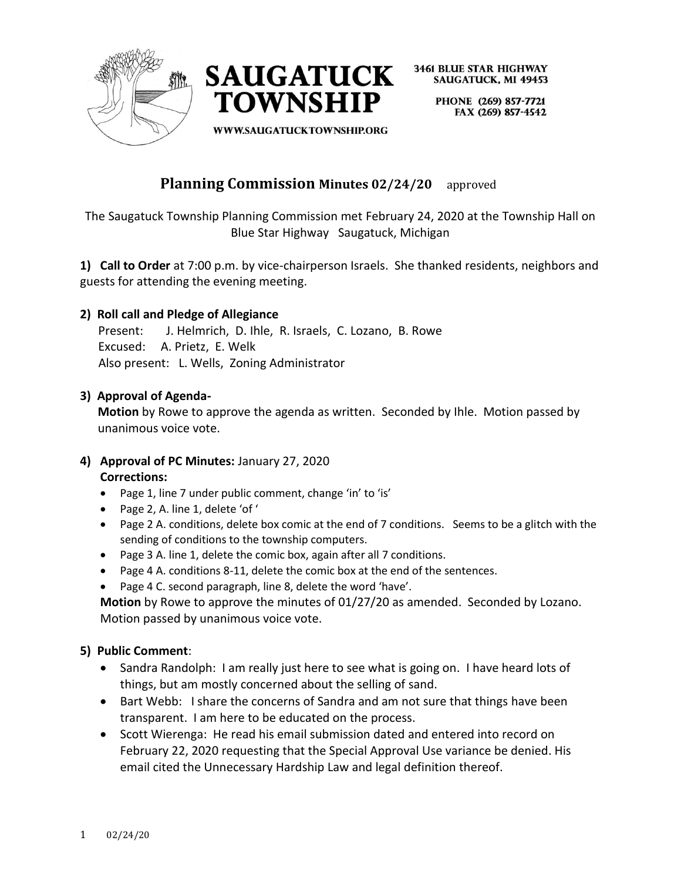SAUGATUCK TOWNSHIP

3461 BLUE STAR HIGHWAY
SAUGATUCK, MI 49453

PHONE (269) 857-7721
FAX (269) 857-4542

WWW.SAUGATUCKTOWNSHIP.ORG

# Planning Commission Minutes 02/24/20 approved

The Saugatuck Township Planning Commission met February 24, 2020 at the Township Hall on Blue Star Highway Saugatuck, Michigan

**1) Call to Order** at 7:00 p.m. by vice-chairperson Israels. She thanked residents, neighbors and guests for attending the evening meeting.

**2) Roll call and Pledge of Allegiance**

Present: J. Helmrich, D. Ihle, R. Israels, C. Lozano, B. Rowe
Excused: A. Prietz, E. Welk
Also present: L. Wells, Zoning Administrator

**3) Approval of Agenda-**

**Motion** by Rowe to approve the agenda as written. Seconded by Ihle. Motion passed by unanimous voice vote.

**4) Approval of PC Minutes:** January 27, 2020

**Corrections:**

- Page 1, line 7 under public comment, change 'in' to 'is'
- Page 2, A. line 1, delete 'of '
- Page 2 A. conditions, delete box comic at the end of 7 conditions. Seems to be a glitch with the sending of conditions to the township computers.
- Page 3 A. line 1, delete the comic box, again after all 7 conditions.
- Page 4 A. conditions 8-11, delete the comic box at the end of the sentences.
- Page 4 C. second paragraph, line 8, delete the word 'have'.

**Motion** by Rowe to approve the minutes of 01/27/20 as amended. Seconded by Lozano. Motion passed by unanimous voice vote.

**5) Public Comment**:

- Sandra Randolph: I am really just here to see what is going on. I have heard lots of things, but am mostly concerned about the selling of sand.
- Bart Webb: I share the concerns of Sandra and am not sure that things have been transparent. I am here to be educated on the process.
- Scott Wierenga: He read his email submission dated and entered into record on February 22, 2020 requesting that the Special Approval Use variance be denied. His email cited the Unnecessary Hardship Law and legal definition thereof.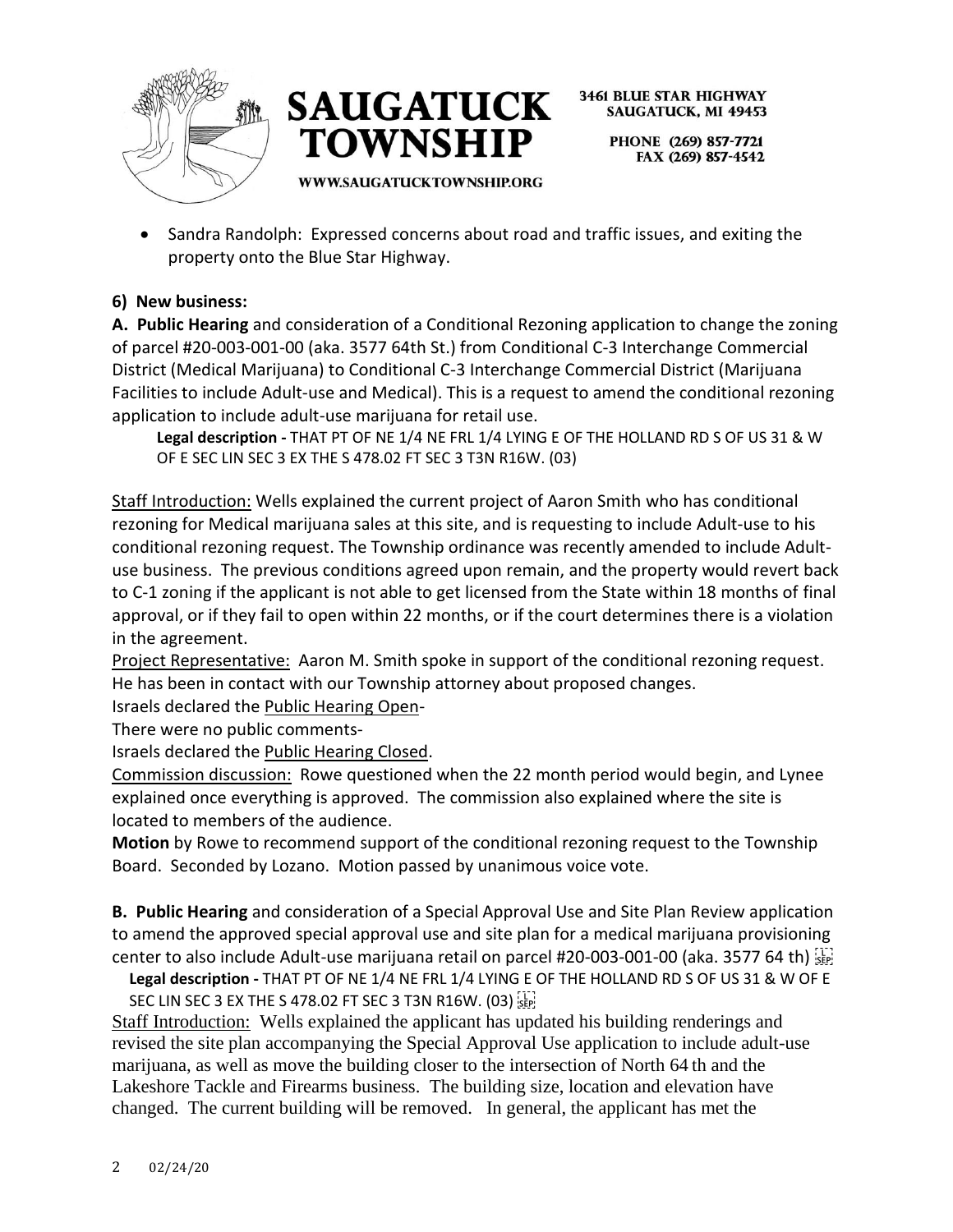- Sandra Randolph: Expressed concerns about road and traffic issues, and exiting the property onto the Blue Star Highway.

**6) New business:**

**A. Public Hearing** and consideration of a Conditional Rezoning application to change the zoning of parcel #20-003-001-00 (aka. 3577 64th St.) from Conditional C-3 Interchange Commercial District (Medical Marijuana) to Conditional C-3 Interchange Commercial District (Marijuana Facilities to include Adult-use and Medical). This is a request to amend the conditional rezoning application to include adult-use marijuana for retail use.

> **Legal description -** THAT PT OF NE 1/4 NE FRL 1/4 LYING E OF THE HOLLAND RD S OF US 31 & W OF E SEC LIN SEC 3 EX THE S 478.02 FT SEC 3 T3N R16W. (03)

Staff Introduction: Wells explained the current project of Aaron Smith who has conditional rezoning for Medical marijuana sales at this site, and is requesting to include Adult-use to his conditional rezoning request. The Township ordinance was recently amended to include Adult-use business. The previous conditions agreed upon remain, and the property would revert back to C-1 zoning if the applicant is not able to get licensed from the State within 18 months of final approval, or if they fail to open within 22 months, or if the court determines there is a violation in the agreement.

Project Representative: Aaron M. Smith spoke in support of the conditional rezoning request. He has been in contact with our Township attorney about proposed changes.

Israels declared the Public Hearing Open-

There were no public comments-

Israels declared the Public Hearing Closed.

Commission discussion: Rowe questioned when the 22 month period would begin, and Lynee explained once everything is approved. The commission also explained where the site is located to members of the audience.

**Motion** by Rowe to recommend support of the conditional rezoning request to the Township Board. Seconded by Lozano. Motion passed by unanimous voice vote.

**B. Public Hearing** and consideration of a Special Approval Use and Site Plan Review application to amend the approved special approval use and site plan for a medical marijuana provisioning center to also include Adult-use marijuana retail on parcel #20-003-001-00 (aka. 3577 64 th)

> **Legal description -** THAT PT OF NE 1/4 NE FRL 1/4 LYING E OF THE HOLLAND RD S OF US 31 & W OF E SEC LIN SEC 3 EX THE S 478.02 FT SEC 3 T3N R16W. (03)

Staff Introduction: Wells explained the applicant has updated his building renderings and revised the site plan accompanying the Special Approval Use application to include adult-use marijuana, as well as move the building closer to the intersection of North 64 th and the Lakeshore Tackle and Firearms business. The building size, location and elevation have changed. The current building will be removed. In general, the applicant has met the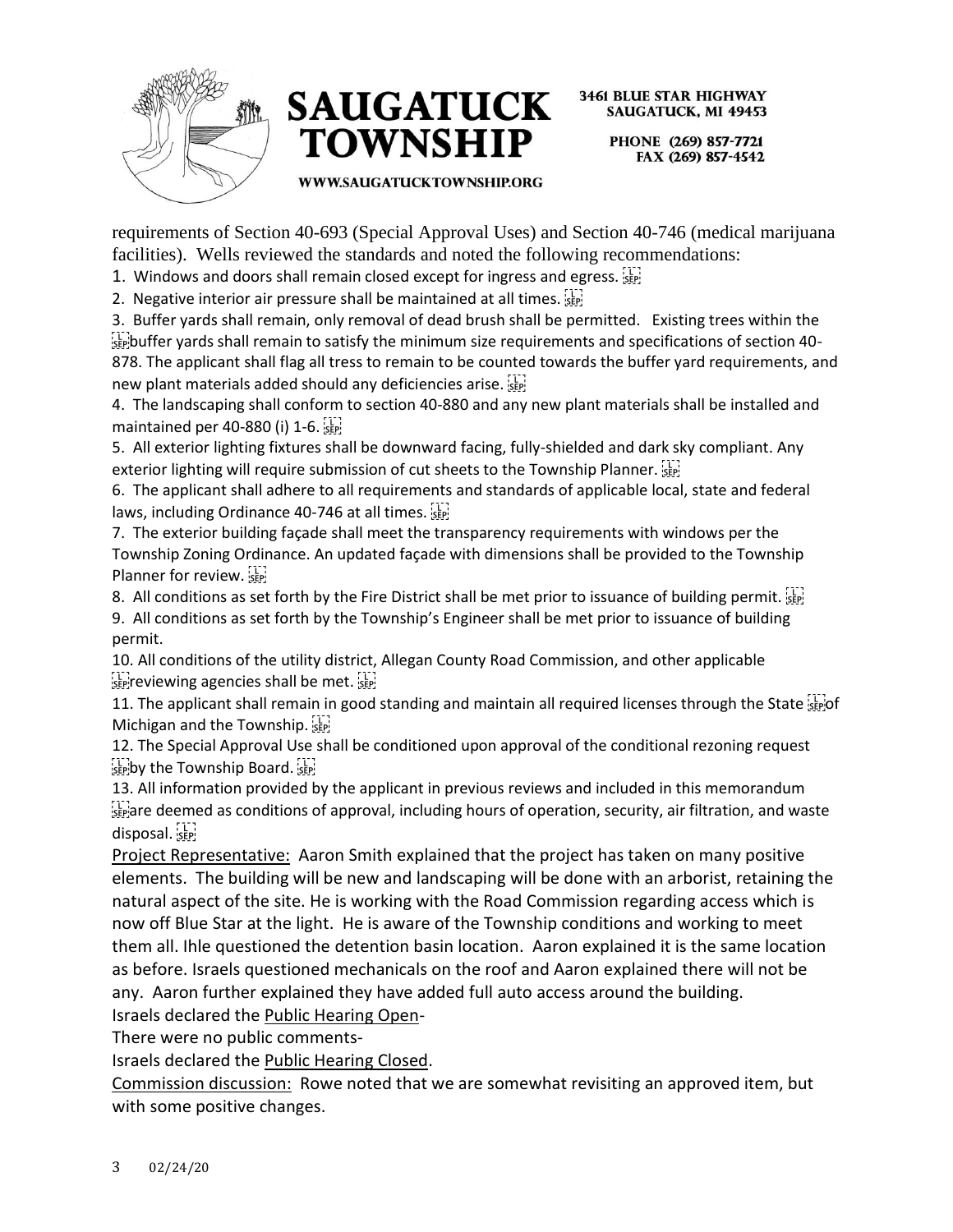requirements of Section 40-693 (Special Approval Uses) and Section 40-746 (medical marijuana facilities). Wells reviewed the standards and noted the following recommendations:

1. Windows and doors shall remain closed except for ingress and egress.
2. Negative interior air pressure shall be maintained at all times.
3. Buffer yards shall remain, only removal of dead brush shall be permitted. Existing trees within the buffer yards shall remain to satisfy the minimum size requirements and specifications of section 40-878. The applicant shall flag all tress to remain to be counted towards the buffer yard requirements, and new plant materials added should any deficiencies arise.
4. The landscaping shall conform to section 40-880 and any new plant materials shall be installed and maintained per 40-880 (i) 1-6.
5. All exterior lighting fixtures shall be downward facing, fully-shielded and dark sky compliant. Any exterior lighting will require submission of cut sheets to the Township Planner.
6. The applicant shall adhere to all requirements and standards of applicable local, state and federal laws, including Ordinance 40-746 at all times.
7. The exterior building façade shall meet the transparency requirements with windows per the Township Zoning Ordinance. An updated façade with dimensions shall be provided to the Township Planner for review.
8. All conditions as set forth by the Fire District shall be met prior to issuance of building permit.
9. All conditions as set forth by the Township's Engineer shall be met prior to issuance of building permit.
10. All conditions of the utility district, Allegan County Road Commission, and other applicable reviewing agencies shall be met.
11. The applicant shall remain in good standing and maintain all required licenses through the State of Michigan and the Township.
12. The Special Approval Use shall be conditioned upon approval of the conditional rezoning request by the Township Board.
13. All information provided by the applicant in previous reviews and included in this memorandum are deemed as conditions of approval, including hours of operation, security, air filtration, and waste disposal.

Project Representative: Aaron Smith explained that the project has taken on many positive elements. The building will be new and landscaping will be done with an arborist, retaining the natural aspect of the site. He is working with the Road Commission regarding access which is now off Blue Star at the light. He is aware of the Township conditions and working to meet them all. Ihle questioned the detention basin location. Aaron explained it is the same location as before. Israels questioned mechanicals on the roof and Aaron explained there will not be any. Aaron further explained they have added full auto access around the building.

Israels declared the Public Hearing Open-

There were no public comments-

Israels declared the Public Hearing Closed.

Commission discussion: Rowe noted that we are somewhat revisiting an approved item, but with some positive changes.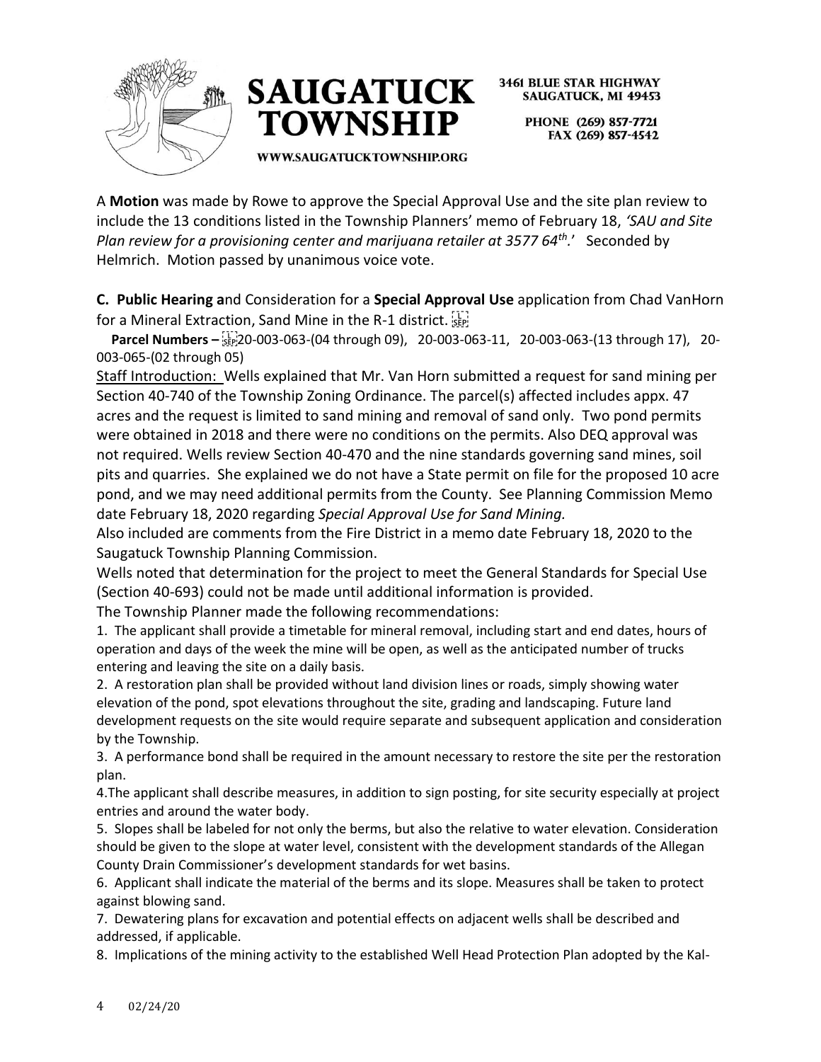A **Motion** was made by Rowe to approve the Special Approval Use and the site plan review to include the 13 conditions listed in the Township Planners' memo of February 18, *'SAU and Site Plan review for a provisioning center and marijuana retailer at 3577 64th*.' Seconded by Helmrich. Motion passed by unanimous voice vote.

**C. Public Hearing a**nd Consideration for a **Special Approval Use** application from Chad VanHorn for a Mineral Extraction, Sand Mine in the R-1 district.

**Parcel Numbers –** 20-003-063-(04 through 09), 20-003-063-11, 20-003-063-(13 through 17), 20-003-065-(02 through 05)

Staff Introduction: Wells explained that Mr. Van Horn submitted a request for sand mining per Section 40-740 of the Township Zoning Ordinance. The parcel(s) affected includes appx. 47 acres and the request is limited to sand mining and removal of sand only. Two pond permits were obtained in 2018 and there were no conditions on the permits. Also DEQ approval was not required. Wells review Section 40-470 and the nine standards governing sand mines, soil pits and quarries. She explained we do not have a State permit on file for the proposed 10 acre pond, and we may need additional permits from the County. See Planning Commission Memo date February 18, 2020 regarding *Special Approval Use for Sand Mining.*

Also included are comments from the Fire District in a memo date February 18, 2020 to the Saugatuck Township Planning Commission.

Wells noted that determination for the project to meet the General Standards for Special Use (Section 40-693) could not be made until additional information is provided.

The Township Planner made the following recommendations:

1. The applicant shall provide a timetable for mineral removal, including start and end dates, hours of operation and days of the week the mine will be open, as well as the anticipated number of trucks entering and leaving the site on a daily basis.
2. A restoration plan shall be provided without land division lines or roads, simply showing water elevation of the pond, spot elevations throughout the site, grading and landscaping. Future land development requests on the site would require separate and subsequent application and consideration by the Township.
3. A performance bond shall be required in the amount necessary to restore the site per the restoration plan.
4. The applicant shall describe measures, in addition to sign posting, for site security especially at project entries and around the water body.
5. Slopes shall be labeled for not only the berms, but also the relative to water elevation. Consideration should be given to the slope at water level, consistent with the development standards of the Allegan County Drain Commissioner's development standards for wet basins.
6. Applicant shall indicate the material of the berms and its slope. Measures shall be taken to protect against blowing sand.
7. Dewatering plans for excavation and potential effects on adjacent wells shall be described and addressed, if applicable.
8. Implications of the mining activity to the established Well Head Protection Plan adopted by the Kal-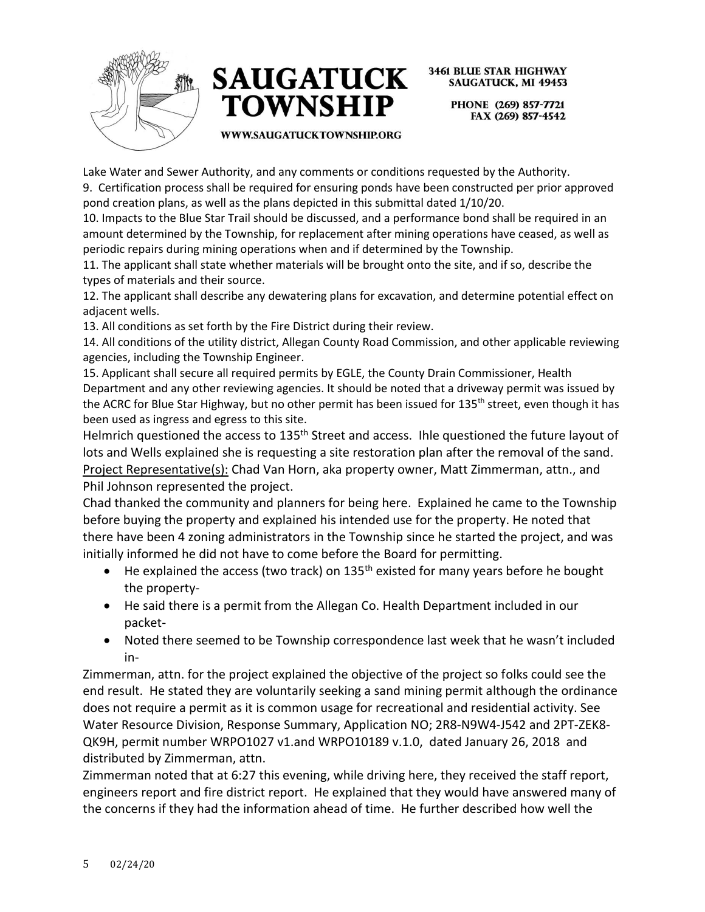Lake Water and Sewer Authority, and any comments or conditions requested by the Authority.

9. Certification process shall be required for ensuring ponds have been constructed per prior approved pond creation plans, as well as the plans depicted in this submittal dated 1/10/20.
10. Impacts to the Blue Star Trail should be discussed, and a performance bond shall be required in an amount determined by the Township, for replacement after mining operations have ceased, as well as periodic repairs during mining operations when and if determined by the Township.
11. The applicant shall state whether materials will be brought onto the site, and if so, describe the types of materials and their source.
12. The applicant shall describe any dewatering plans for excavation, and determine potential effect on adjacent wells.
13. All conditions as set forth by the Fire District during their review.
14. All conditions of the utility district, Allegan County Road Commission, and other applicable reviewing agencies, including the Township Engineer.
15. Applicant shall secure all required permits by EGLE, the County Drain Commissioner, Health Department and any other reviewing agencies. It should be noted that a driveway permit was issued by the ACRC for Blue Star Highway, but no other permit has been issued for 135th street, even though it has been used as ingress and egress to this site.

Helmrich questioned the access to 135th Street and access. Ihle questioned the future layout of lots and Wells explained she is requesting a site restoration plan after the removal of the sand.

Project Representative(s): Chad Van Horn, aka property owner, Matt Zimmerman, attn., and Phil Johnson represented the project.

Chad thanked the community and planners for being here. Explained he came to the Township before buying the property and explained his intended use for the property. He noted that there have been 4 zoning administrators in the Township since he started the project, and was initially informed he did not have to come before the Board for permitting.

- He explained the access (two track) on 135th existed for many years before he bought the property-
- He said there is a permit from the Allegan Co. Health Department included in our packet-
- Noted there seemed to be Township correspondence last week that he wasn't included in-

Zimmerman, attn. for the project explained the objective of the project so folks could see the end result. He stated they are voluntarily seeking a sand mining permit although the ordinance does not require a permit as it is common usage for recreational and residential activity. See Water Resource Division, Response Summary, Application NO; 2R8-N9W4-J542 and 2PT-ZEK8-QK9H, permit number WRPO1027 v1.and WRPO10189 v.1.0, dated January 26, 2018 and distributed by Zimmerman, attn.

Zimmerman noted that at 6:27 this evening, while driving here, they received the staff report, engineers report and fire district report. He explained that they would have answered many of the concerns if they had the information ahead of time. He further described how well the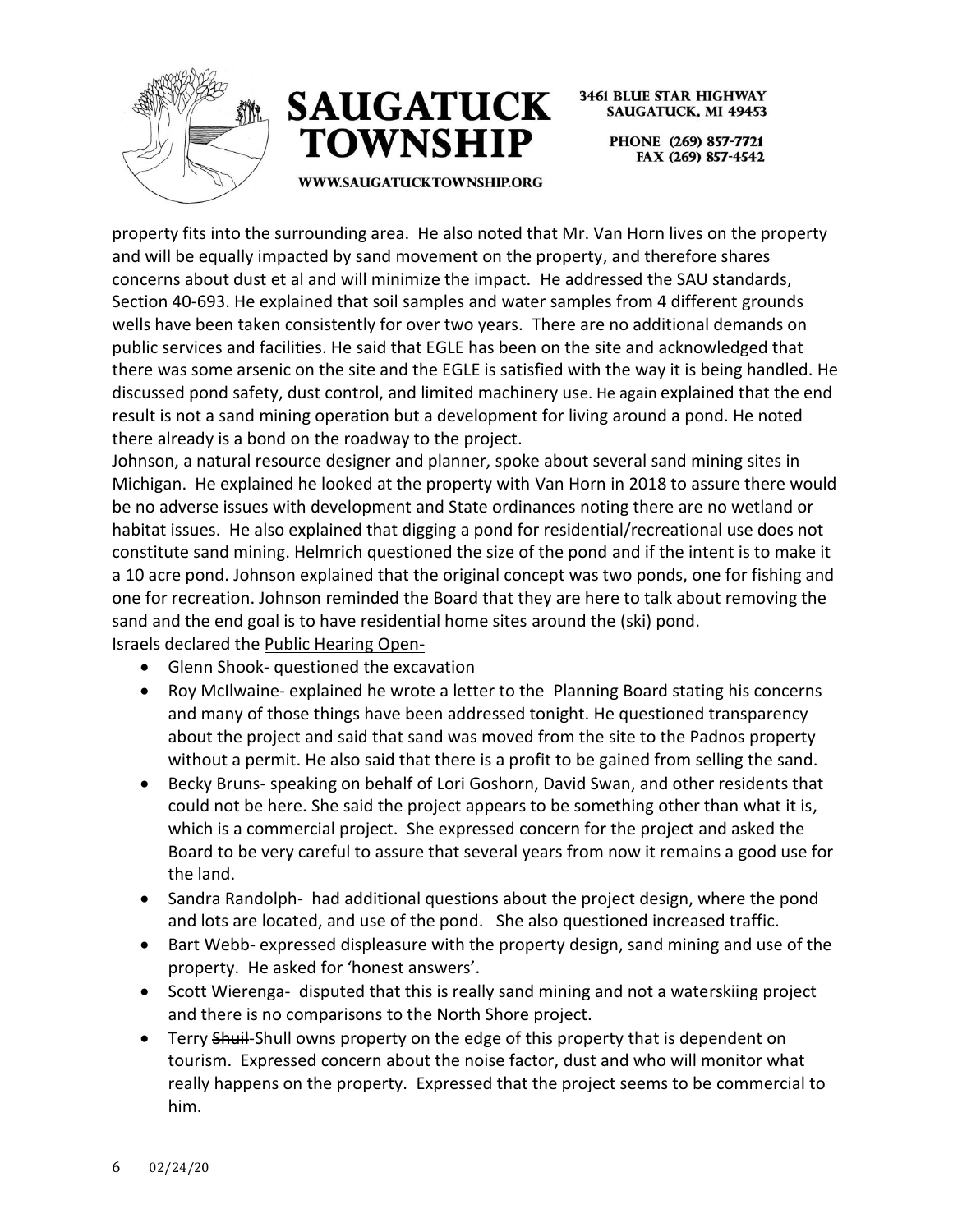property fits into the surrounding area. He also noted that Mr. Van Horn lives on the property and will be equally impacted by sand movement on the property, and therefore shares concerns about dust et al and will minimize the impact. He addressed the SAU standards, Section 40-693. He explained that soil samples and water samples from 4 different grounds wells have been taken consistently for over two years. There are no additional demands on public services and facilities. He said that EGLE has been on the site and acknowledged that there was some arsenic on the site and the EGLE is satisfied with the way it is being handled. He discussed pond safety, dust control, and limited machinery use. He again explained that the end result is not a sand mining operation but a development for living around a pond. He noted there already is a bond on the roadway to the project.

Johnson, a natural resource designer and planner, spoke about several sand mining sites in Michigan. He explained he looked at the property with Van Horn in 2018 to assure there would be no adverse issues with development and State ordinances noting there are no wetland or habitat issues. He also explained that digging a pond for residential/recreational use does not constitute sand mining. Helmrich questioned the size of the pond and if the intent is to make it a 10 acre pond. Johnson explained that the original concept was two ponds, one for fishing and one for recreation. Johnson reminded the Board that they are here to talk about removing the sand and the end goal is to have residential home sites around the (ski) pond.

Israels declared the Public Hearing Open-

- Glenn Shook- questioned the excavation
- Roy McIlwaine- explained he wrote a letter to the Planning Board stating his concerns and many of those things have been addressed tonight. He questioned transparency about the project and said that sand was moved from the site to the Padnos property without a permit. He also said that there is a profit to be gained from selling the sand.
- Becky Bruns- speaking on behalf of Lori Goshorn, David Swan, and other residents that could not be here. She said the project appears to be something other than what it is, which is a commercial project. She expressed concern for the project and asked the Board to be very careful to assure that several years from now it remains a good use for the land.
- Sandra Randolph- had additional questions about the project design, where the pond and lots are located, and use of the pond. She also questioned increased traffic.
- Bart Webb- expressed displeasure with the property design, sand mining and use of the property. He asked for 'honest answers'.
- Scott Wierenga- disputed that this is really sand mining and not a waterskiing project and there is no comparisons to the North Shore project.
- Terry ~~Shuil~~-Shull owns property on the edge of this property that is dependent on tourism. Expressed concern about the noise factor, dust and who will monitor what really happens on the property. Expressed that the project seems to be commercial to him.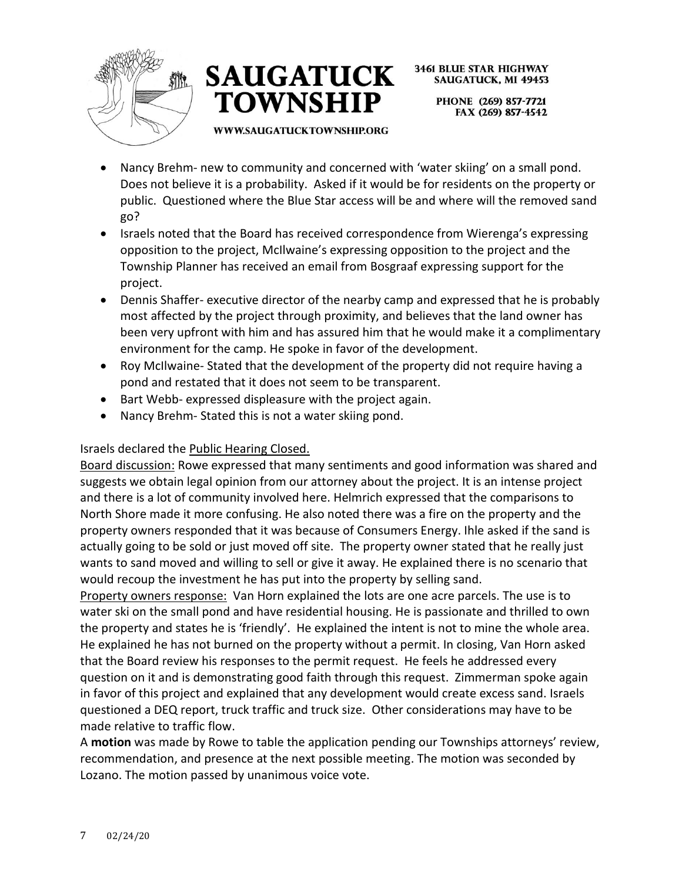- Nancy Brehm- new to community and concerned with 'water skiing' on a small pond. Does not believe it is a probability. Asked if it would be for residents on the property or public. Questioned where the Blue Star access will be and where will the removed sand go?
- Israels noted that the Board has received correspondence from Wierenga's expressing opposition to the project, McIlwaine's expressing opposition to the project and the Township Planner has received an email from Bosgraaf expressing support for the project.
- Dennis Shaffer- executive director of the nearby camp and expressed that he is probably most affected by the project through proximity, and believes that the land owner has been very upfront with him and has assured him that he would make it a complimentary environment for the camp. He spoke in favor of the development.
- Roy McIlwaine- Stated that the development of the property did not require having a pond and restated that it does not seem to be transparent.
- Bart Webb- expressed displeasure with the project again.
- Nancy Brehm- Stated this is not a water skiing pond.

Israels declared the Public Hearing Closed.

Board discussion: Rowe expressed that many sentiments and good information was shared and suggests we obtain legal opinion from our attorney about the project. It is an intense project and there is a lot of community involved here. Helmrich expressed that the comparisons to North Shore made it more confusing. He also noted there was a fire on the property and the property owners responded that it was because of Consumers Energy. Ihle asked if the sand is actually going to be sold or just moved off site. The property owner stated that he really just wants to sand moved and willing to sell or give it away. He explained there is no scenario that would recoup the investment he has put into the property by selling sand.

Property owners response: Van Horn explained the lots are one acre parcels. The use is to water ski on the small pond and have residential housing. He is passionate and thrilled to own the property and states he is 'friendly'. He explained the intent is not to mine the whole area. He explained he has not burned on the property without a permit. In closing, Van Horn asked that the Board review his responses to the permit request. He feels he addressed every question on it and is demonstrating good faith through this request. Zimmerman spoke again in favor of this project and explained that any development would create excess sand. Israels questioned a DEQ report, truck traffic and truck size. Other considerations may have to be made relative to traffic flow.

A **motion** was made by Rowe to table the application pending our Townships attorneys' review, recommendation, and presence at the next possible meeting. The motion was seconded by Lozano. The motion passed by unanimous voice vote.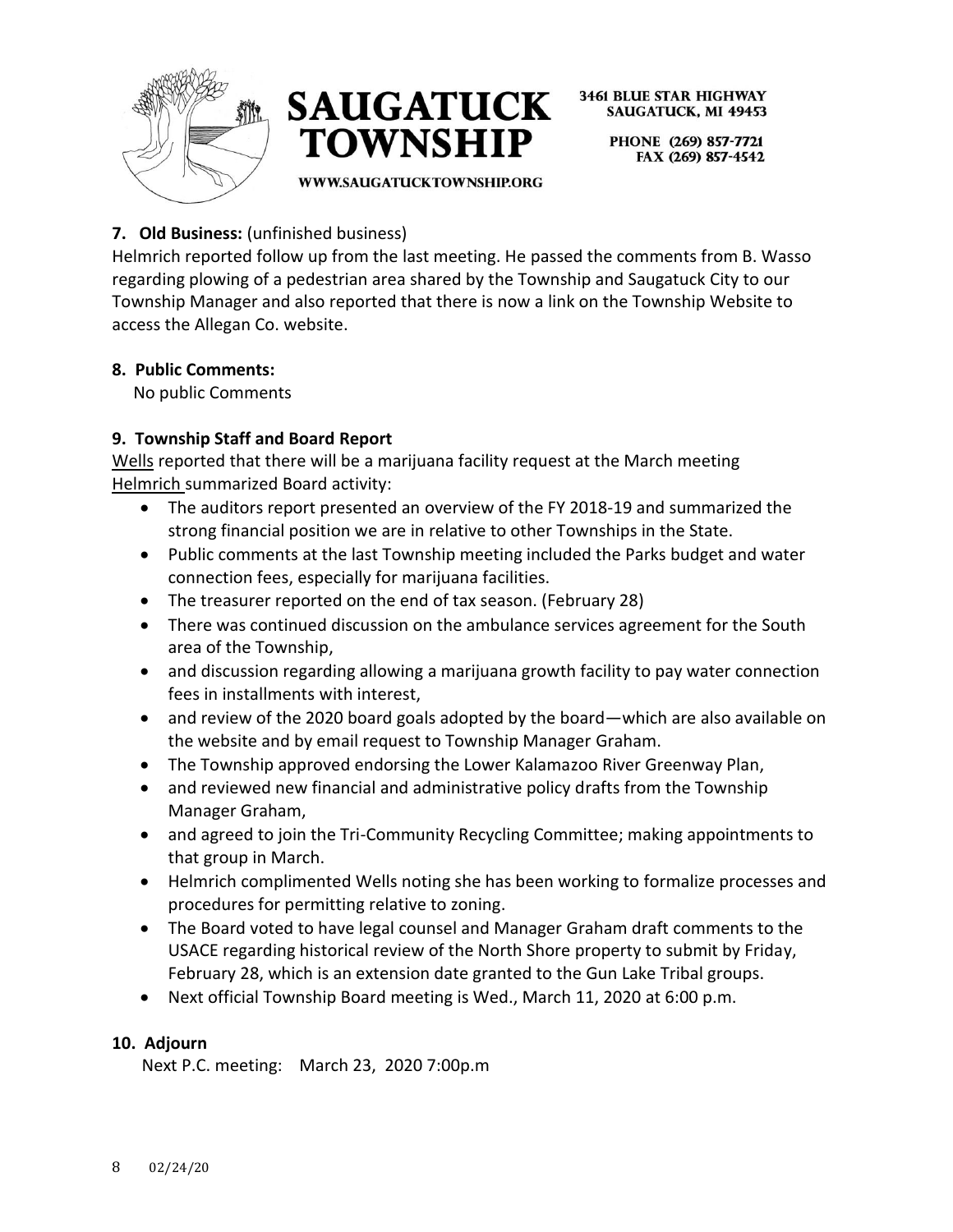**7. Old Business:** (unfinished business)

Helmrich reported follow up from the last meeting. He passed the comments from B. Wasso regarding plowing of a pedestrian area shared by the Township and Saugatuck City to our Township Manager and also reported that there is now a link on the Township Website to access the Allegan Co. website.

**8. Public Comments:**

No public Comments

**9. Township Staff and Board Report**

Wells reported that there will be a marijuana facility request at the March meeting

Helmrich summarized Board activity:

- The auditors report presented an overview of the FY 2018-19 and summarized the strong financial position we are in relative to other Townships in the State.
- Public comments at the last Township meeting included the Parks budget and water connection fees, especially for marijuana facilities.
- The treasurer reported on the end of tax season. (February 28)
- There was continued discussion on the ambulance services agreement for the South area of the Township,
- and discussion regarding allowing a marijuana growth facility to pay water connection fees in installments with interest,
- and review of the 2020 board goals adopted by the board—which are also available on the website and by email request to Township Manager Graham.
- The Township approved endorsing the Lower Kalamazoo River Greenway Plan,
- and reviewed new financial and administrative policy drafts from the Township Manager Graham,
- and agreed to join the Tri-Community Recycling Committee; making appointments to that group in March.
- Helmrich complimented Wells noting she has been working to formalize processes and procedures for permitting relative to zoning.
- The Board voted to have legal counsel and Manager Graham draft comments to the USACE regarding historical review of the North Shore property to submit by Friday, February 28, which is an extension date granted to the Gun Lake Tribal groups.
- Next official Township Board meeting is Wed., March 11, 2020 at 6:00 p.m.

**10. Adjourn**

Next P.C. meeting: March 23, 2020 7:00p.m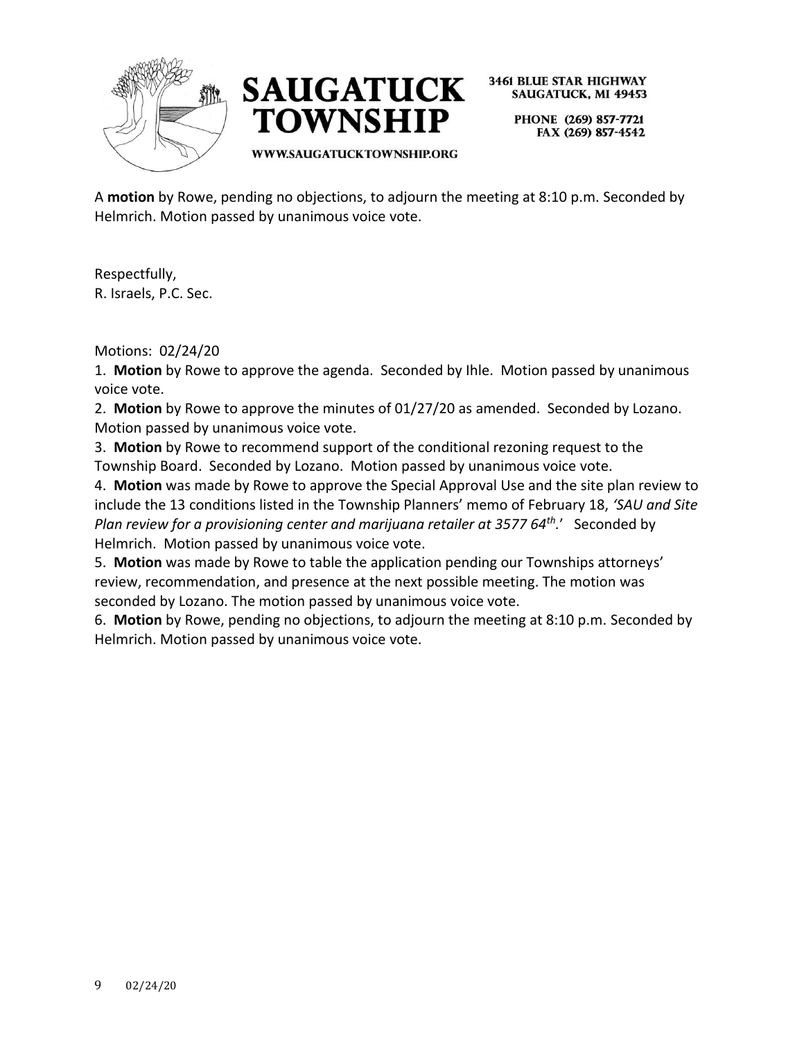A **motion** by Rowe, pending no objections, to adjourn the meeting at 8:10 p.m. Seconded by Helmrich. Motion passed by unanimous voice vote.

Respectfully,
R. Israels, P.C. Sec.

Motions: 02/24/20

1. **Motion** by Rowe to approve the agenda. Seconded by Ihle. Motion passed by unanimous voice vote.
2. **Motion** by Rowe to approve the minutes of 01/27/20 as amended. Seconded by Lozano. Motion passed by unanimous voice vote.
3. **Motion** by Rowe to recommend support of the conditional rezoning request to the Township Board. Seconded by Lozano. Motion passed by unanimous voice vote.
4. **Motion** was made by Rowe to approve the Special Approval Use and the site plan review to include the 13 conditions listed in the Township Planners' memo of February 18, *'SAU and Site Plan review for a provisioning center and marijuana retailer at 3577 64th.'* Seconded by Helmrich. Motion passed by unanimous voice vote.
5. **Motion** was made by Rowe to table the application pending our Townships attorneys' review, recommendation, and presence at the next possible meeting. The motion was seconded by Lozano. The motion passed by unanimous voice vote.
6. **Motion** by Rowe, pending no objections, to adjourn the meeting at 8:10 p.m. Seconded by Helmrich. Motion passed by unanimous voice vote.